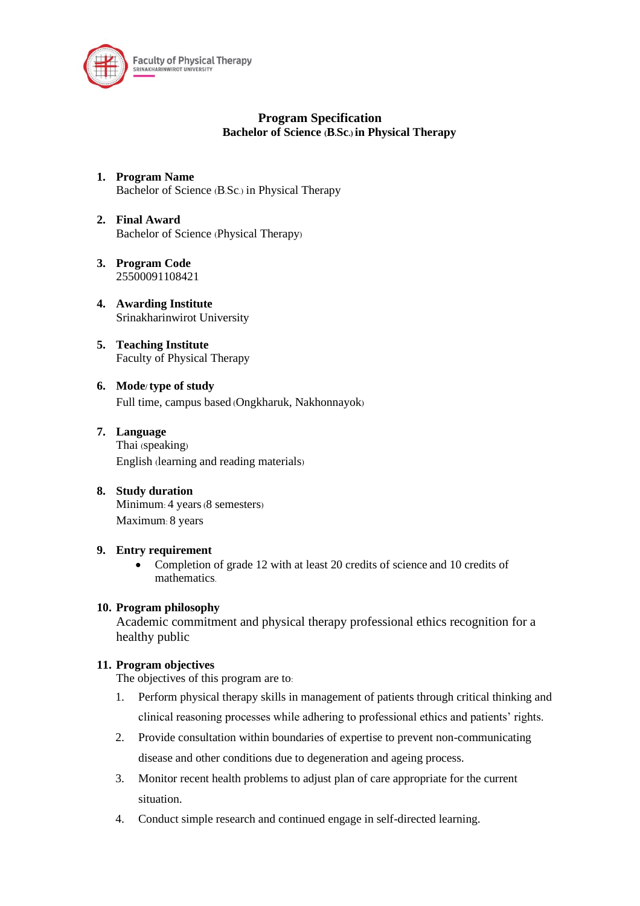Faculty of Physical Therapy
SRINAKHARINWIROT UNIVERSITY

# Program Specification
## Bachelor of Science (B.Sc.) in Physical Therapy

1. **Program Name**
   Bachelor of Science (B.Sc.) in Physical Therapy

2. **Final Award**
   Bachelor of Science (Physical Therapy)

3. **Program Code**
   25500091108421

4. **Awarding Institute**
   Srinakharinwirot University

5. **Teaching Institute**
   Faculty of Physical Therapy

6. **Mode/ type of study**
   Full time, campus based (Ongkharuk, Nakhonnayok)

7. **Language**
   Thai (speaking)
   English (learning and reading materials)

8. **Study duration**
   Minimum: 4 years (8 semesters)
   Maximum: 8 years

9. **Entry requirement**
   - Completion of grade 12 with at least 20 credits of science and 10 credits of mathematics.

10. **Program philosophy**
    Academic commitment and physical therapy professional ethics recognition for a healthy public

11. **Program objectives**
    The objectives of this program are to:
    1. Perform physical therapy skills in management of patients through critical thinking and clinical reasoning processes while adhering to professional ethics and patients' rights.
    2. Provide consultation within boundaries of expertise to prevent non-communicating disease and other conditions due to degeneration and ageing process.
    3. Monitor recent health problems to adjust plan of care appropriate for the current situation.
    4. Conduct simple research and continued engage in self-directed learning.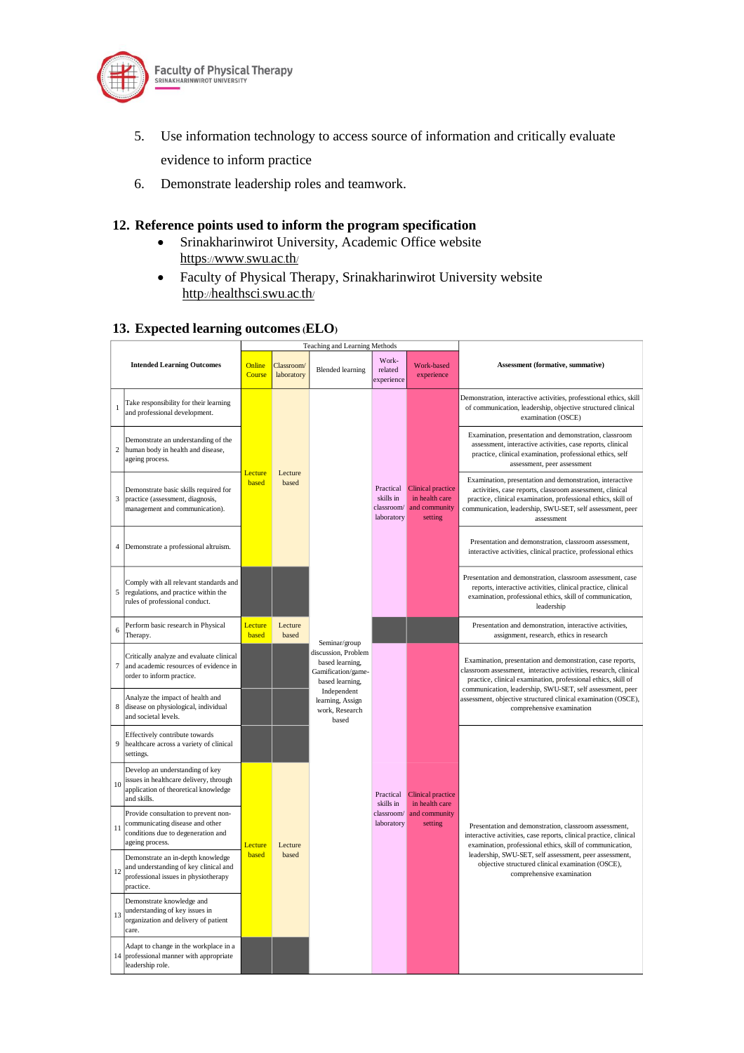5. Use information technology to access source of information and critically evaluate evidence to inform practice
6. Demonstrate leadership roles and teamwork.

## 12. Reference points used to inform the program specification

- Srinakharinwirot University, Academic Office website https://www.swu.ac.th/
- Faculty of Physical Therapy, Srinakharinwirot University website http://healthsci.swu.ac.th/

## 13. Expected learning outcomes (ELO)

| | Intended Learning Outcomes | Teaching and Learning Methods: Online Course | Classroom/ laboratory | Blended learning | Work-related experience | Work-based experience | Assessment (formative, summative) |
|---|---|---|---|---|---|---|---|
| 1 | Take responsibility for their learning and professional development. | Lecture based | Lecture based | Seminar/group discussion, Problem based learning, Gamification/game-based learning, Independent learning, Assign work, Research based | Practical skills in classroom/ laboratory | Clinical practice in health care and community setting | Demonstration, interactive activities, professional ethics, skill of communication, leadership, objective structured clinical examination (OSCE) |
| 2 | Demonstrate an understanding of the human body in health and disease, ageing process. | Lecture based | Lecture based | | Practical skills in classroom/ laboratory | Clinical practice in health care and community setting | Examination, presentation and demonstration, classroom assessment, interactive activities, case reports, clinical practice, clinical examination, professional ethics, self assessment, peer assessment |
| 3 | Demonstrate basic skills required for practice (assessment, diagnosis, management and communication). | Lecture based | Lecture based | | Practical skills in classroom/ laboratory | Clinical practice in health care and community setting | Examination, presentation and demonstration, interactive activities, case reports, classroom assessment, clinical practice, clinical examination, professional ethics, skill of communication, leadership, SWU-SET, self assessment, peer assessment |
| 4 | Demonstrate a professional altruism. | Lecture based | Lecture based | | Practical skills in classroom/ laboratory | Clinical practice in health care and community setting | Presentation and demonstration, classroom assessment, interactive activities, clinical practice, professional ethics |
| 5 | Comply with all relevant standards and regulations, and practice within the rules of professional conduct. | | | | Practical skills in classroom/ laboratory | Clinical practice in health care and community setting | Presentation and demonstration, classroom assessment, case reports, interactive activities, clinical practice, clinical examination, professional ethics, skill of communication, leadership |
| 6 | Perform basic research in Physical Therapy. | Lecture based | Lecture based | | | | Presentation and demonstration, interactive activities, assignment, research, ethics in research |
| 7 | Critically analyze and evaluate clinical and academic resources of evidence in order to inform practice. | | | | Practical skills in classroom/ laboratory | Clinical practice in health care and community setting | Examination, presentation and demonstration, case reports, classroom assessment, interactive activities, research, clinical practice, clinical examination, professional ethics, skill of communication, leadership, SWU-SET, self assessment, peer assessment, objective structured clinical examination (OSCE), comprehensive examination |
| 8 | Analyze the impact of health and disease on physiological, individual and societal levels. | | | | Practical skills in classroom/ laboratory | Clinical practice in health care and community setting | |
| 9 | Effectively contribute towards healthcare across a variety of clinical settings. | | | | Practical skills in classroom/ laboratory | Clinical practice in health care and community setting | Presentation and demonstration, classroom assessment, interactive activities, case reports, clinical practice, clinical examination, professional ethics, skill of communication, leadership, SWU-SET, self assessment, peer assessment, objective structured clinical examination (OSCE), comprehensive examination |
| 10 | Develop an understanding of key issues in healthcare delivery, through application of theoretical knowledge and skills. | Lecture based | Lecture based | | Practical skills in classroom/ laboratory | Clinical practice in health care and community setting | |
| 11 | Provide consultation to prevent non-communicating disease and other conditions due to degeneration and ageing process. | Lecture based | Lecture based | | Practical skills in classroom/ laboratory | Clinical practice in health care and community setting | |
| 12 | Demonstrate an in-depth knowledge and understanding of key clinical and professional issues in physiotherapy practice. | Lecture based | Lecture based | | Practical skills in classroom/ laboratory | Clinical practice in health care and community setting | |
| 13 | Demonstrate knowledge and understanding of key issues in organization and delivery of patient care. | Lecture based | Lecture based | | Practical skills in classroom/ laboratory | Clinical practice in health care and community setting | |
| 14 | Adapt to change in the workplace in a professional manner with appropriate leadership role. | | | | Practical skills in classroom/ laboratory | Clinical practice in health care and community setting | |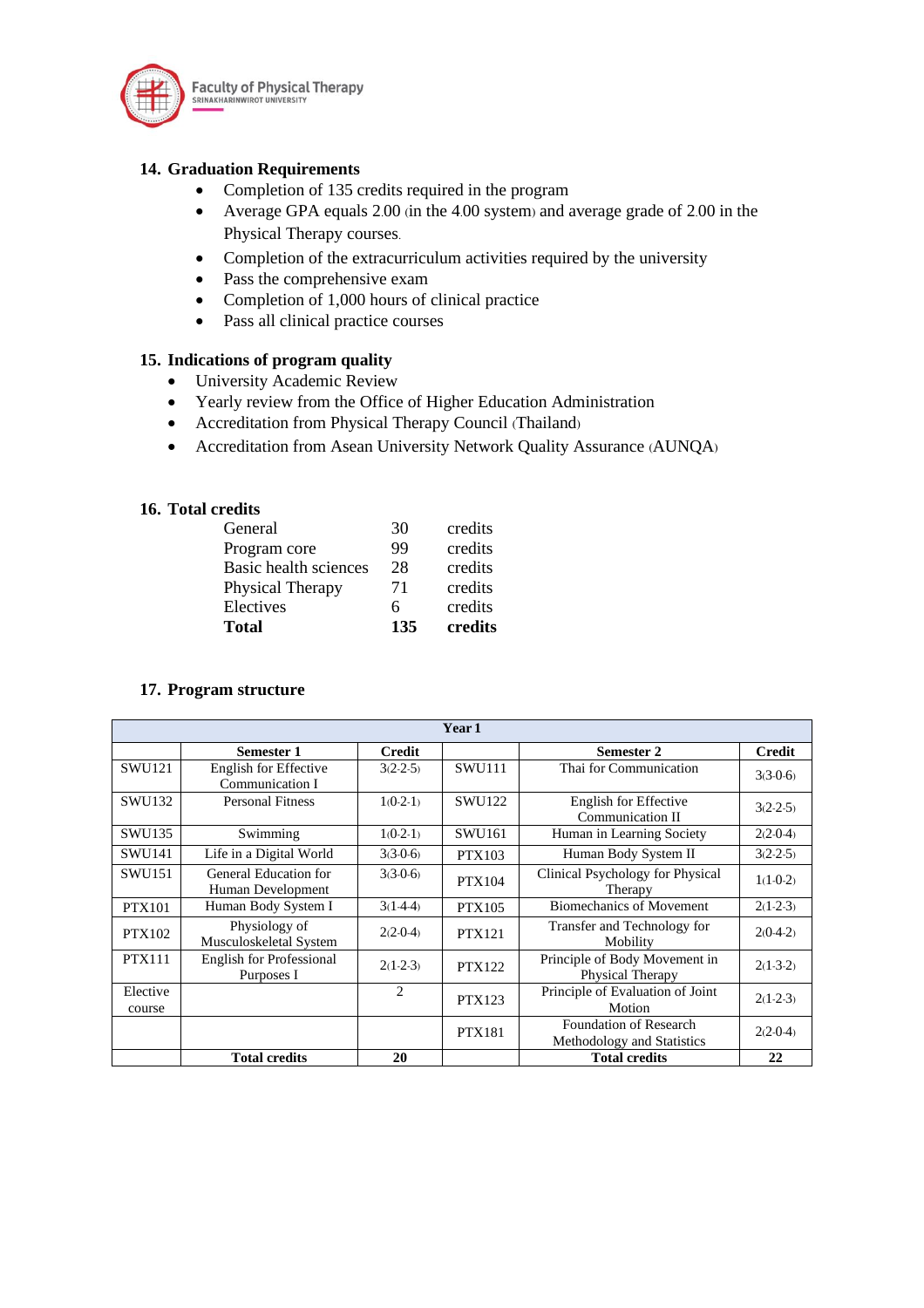## 14. Graduation Requirements

- Completion of 135 credits required in the program
- Average GPA equals 2.00 (in the 4.00 system) and average grade of 2.00 in the Physical Therapy courses.
- Completion of the extracurriculum activities required by the university
- Pass the comprehensive exam
- Completion of 1,000 hours of clinical practice
- Pass all clinical practice courses

## 15. Indications of program quality

- University Academic Review
- Yearly review from the Office of Higher Education Administration
- Accreditation from Physical Therapy Council (Thailand)
- Accreditation from Asean University Network Quality Assurance (AUNQA)

## 16. Total credits

| | | |
|---|---|---|
| General | 30 | credits |
| Program core | 99 | credits |
| Basic health sciences | 28 | credits |
| Physical Therapy | 71 | credits |
| Electives | 6 | credits |
| **Total** | **135** | **credits** |

## 17. Program structure

| Year 1 | | | | | |
|---|---|---|---|---|---|
| | **Semester 1** | **Credit** | | **Semester 2** | **Credit** |
| SWU121 | English for Effective Communication I | 3(2-2-5) | SWU111 | Thai for Communication | 3(3-0-6) |
| SWU132 | Personal Fitness | 1(0-2-1) | SWU122 | English for Effective Communication II | 3(2-2-5) |
| SWU135 | Swimming | 1(0-2-1) | SWU161 | Human in Learning Society | 2(2-0-4) |
| SWU141 | Life in a Digital World | 3(3-0-6) | PTX103 | Human Body System II | 3(2-2-5) |
| SWU151 | General Education for Human Development | 3(3-0-6) | PTX104 | Clinical Psychology for Physical Therapy | 1(1-0-2) |
| PTX101 | Human Body System I | 3(1-4-4) | PTX105 | Biomechanics of Movement | 2(1-2-3) |
| PTX102 | Physiology of Musculoskeletal System | 2(2-0-4) | PTX121 | Transfer and Technology for Mobility | 2(0-4-2) |
| PTX111 | English for Professional Purposes I | 2(1-2-3) | PTX122 | Principle of Body Movement in Physical Therapy | 2(1-3-2) |
| Elective course | | 2 | PTX123 | Principle of Evaluation of Joint Motion | 2(1-2-3) |
| | | | PTX181 | Foundation of Research Methodology and Statistics | 2(2-0-4) |
| | **Total credits** | **20** | | **Total credits** | **22** |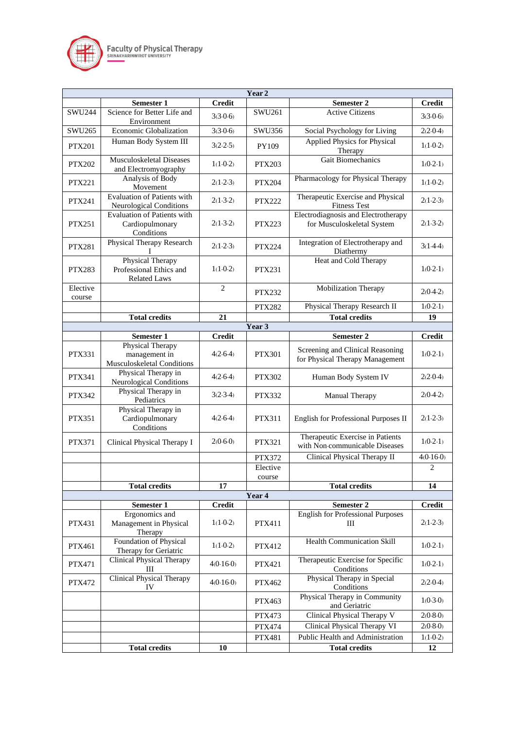| Year 2 | | | | | |
|---|---|---|---|---|---|
| | Semester 1 | Credit | | Semester 2 | Credit |
| SWU244 | Science for Better Life and Environment | 3(3-0-6) | SWU261 | Active Citizens | 3(3-0-6) |
| SWU265 | Economic Globalization | 3(3-0-6) | SWU356 | Social Psychology for Living | 2(2-0-4) |
| PTX201 | Human Body System III | 3(2-2-5) | PY109 | Applied Physics for Physical Therapy | 1(1-0-2) |
| PTX202 | Musculoskeletal Diseases and Electromyography | 1(1-0-2) | PTX203 | Gait Biomechanics | 1(0-2-1) |
| PTX221 | Analysis of Body Movement | 2(1-2-3) | PTX204 | Pharmacology for Physical Therapy | 1(1-0-2) |
| PTX241 | Evaluation of Patients with Neurological Conditions | 2(1-3-2) | PTX222 | Therapeutic Exercise and Physical Fitness Test | 2(1-2-3) |
| PTX251 | Evaluation of Patients with Cardiopulmonary Conditions | 2(1-3-2) | PTX223 | Electrodiagnosis and Electrotherapy for Musculoskeletal System | 2(1-3-2) |
| PTX281 | Physical Therapy Research I | 2(1-2-3) | PTX224 | Integration of Electrotherapy and Diathermy | 3(1-4-4) |
| PTX283 | Physical Therapy Professional Ethics and Related Laws | 1(1-0-2) | PTX231 | Heat and Cold Therapy | 1(0-2-1) |
| Elective course | | 2 | PTX232 | Mobilization Therapy | 2(0-4-2) |
| | | | PTX282 | Physical Therapy Research II | 1(0-2-1) |
| | **Total credits** | **21** | | **Total credits** | **19** |
| **Year 3** | | | | | |
| | **Semester 1** | **Credit** | | **Semester 2** | **Credit** |
| PTX331 | Physical Therapy management in Musculoskeletal Conditions | 4(2-6-4) | PTX301 | Screening and Clinical Reasoning for Physical Therapy Management | 1(0-2-1) |
| PTX341 | Physical Therapy in Neurological Conditions | 4(2-6-4) | PTX302 | Human Body System IV | 2(2-0-4) |
| PTX342 | Physical Therapy in Pediatrics | 3(2-3-4) | PTX332 | Manual Therapy | 2(0-4-2) |
| PTX351 | Physical Therapy in Cardiopulmonary Conditions | 4(2-6-4) | PTX311 | English for Professional Purposes II | 2(1-2-3) |
| PTX371 | Clinical Physical Therapy I | 2(0-6-0) | PTX321 | Therapeutic Exercise in Patients with Non-communicable Diseases | 1(0-2-1) |
| | | | PTX372 | Clinical Physical Therapy II | 4(0-16-0) |
| | | | Elective course | | 2 |
| | **Total credits** | **17** | | **Total credits** | **14** |
| **Year 4** | | | | | |
| | **Semester 1** | **Credit** | | **Semester 2** | **Credit** |
| PTX431 | Ergonomics and Management in Physical Therapy | 1(1-0-2) | PTX411 | English for Professional Purposes III | 2(1-2-3) |
| PTX461 | Foundation of Physical Therapy for Geriatric | 1(1-0-2) | PTX412 | Health Communication Skill | 1(0-2-1) |
| PTX471 | Clinical Physical Therapy III | 4(0-16-0) | PTX421 | Therapeutic Exercise for Specific Conditions | 1(0-2-1) |
| PTX472 | Clinical Physical Therapy IV | 4(0-16-0) | PTX462 | Physical Therapy in Special Conditions | 2(2-0-4) |
| | | | PTX463 | Physical Therapy in Community and Geriatric | 1(0-3-0) |
| | | | PTX473 | Clinical Physical Therapy V | 2(0-8-0) |
| | | | PTX474 | Clinical Physical Therapy VI | 2(0-8-0) |
| | | | PTX481 | Public Health and Administration | 1(1-0-2) |
| | **Total credits** | **10** | | **Total credits** | **12** |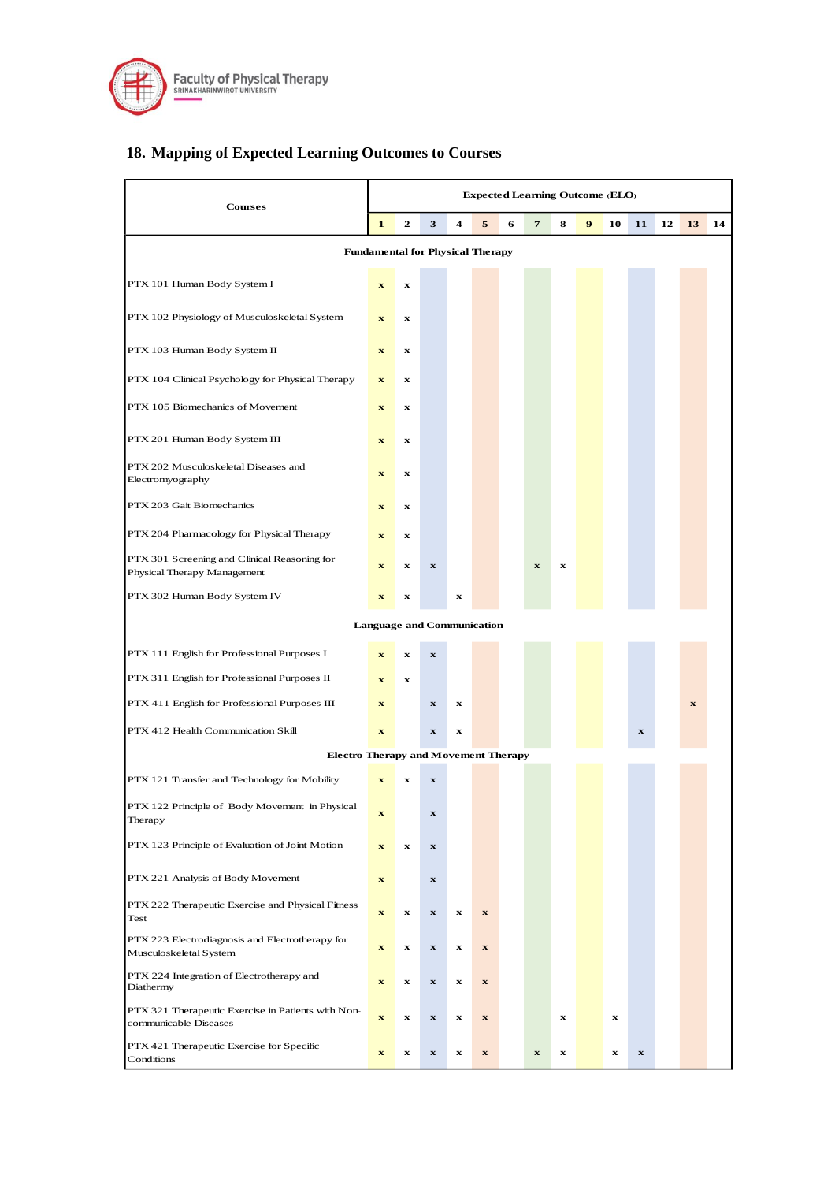## 18. Mapping of Expected Learning Outcomes to Courses

| Courses | Expected Learning Outcome (ELO) | | | | | | | | | | | | | |
|---|---|---|---|---|---|---|---|---|---|---|---|---|---|---|
| | 1 | 2 | 3 | 4 | 5 | 6 | 7 | 8 | 9 | 10 | 11 | 12 | 13 | 14 |
| **Fundamental for Physical Therapy** | | | | | | | | | | | | | | |
| PTX 101 Human Body System I | x | x | | | | | | | | | | | | |
| PTX 102 Physiology of Musculoskeletal System | x | x | | | | | | | | | | | | |
| PTX 103 Human Body System II | x | x | | | | | | | | | | | | |
| PTX 104 Clinical Psychology for Physical Therapy | x | x | | | | | | | | | | | | |
| PTX 105 Biomechanics of Movement | x | x | | | | | | | | | | | | |
| PTX 201 Human Body System III | x | x | | | | | | | | | | | | |
| PTX 202 Musculoskeletal Diseases and Electromyography | x | x | | | | | | | | | | | | |
| PTX 203 Gait Biomechanics | x | x | | | | | | | | | | | | |
| PTX 204 Pharmacology for Physical Therapy | x | x | | | | | | | | | | | | |
| PTX 301 Screening and Clinical Reasoning for Physical Therapy Management | x | x | x | | | | x | x | | | | | | |
| PTX 302 Human Body System IV | x | x | | x | | | | | | | | | | |
| **Language and Communication** | | | | | | | | | | | | | | |
| PTX 111 English for Professional Purposes I | x | x | x | | | | | | | | | | | |
| PTX 311 English for Professional Purposes II | x | x | | | | | | | | | | | | |
| PTX 411 English for Professional Purposes III | x | | x | x | | | | | | | | | x | |
| PTX 412 Health Communication Skill | x | | x | x | | | | | | | x | | | |
| **Electro Therapy and Movement Therapy** | | | | | | | | | | | | | | |
| PTX 121 Transfer and Technology for Mobility | x | x | x | | | | | | | | | | | |
| PTX 122 Principle of Body Movement in Physical Therapy | x | | x | | | | | | | | | | | |
| PTX 123 Principle of Evaluation of Joint Motion | x | x | x | | | | | | | | | | | |
| PTX 221 Analysis of Body Movement | x | | x | | | | | | | | | | | |
| PTX 222 Therapeutic Exercise and Physical Fitness Test | x | x | x | x | x | | | | | | | | | |
| PTX 223 Electrodiagnosis and Electrotherapy for Musculoskeletal System | x | x | x | x | x | | | | | | | | | |
| PTX 224 Integration of Electrotherapy and Diathermy | x | x | x | x | x | | | | | | | | | |
| PTX 321 Therapeutic Exercise in Patients with Non-communicable Diseases | x | x | x | x | x | | | x | | x | | | | |
| PTX 421 Therapeutic Exercise for Specific Conditions | x | x | x | x | x | | x | x | | x | x | | | |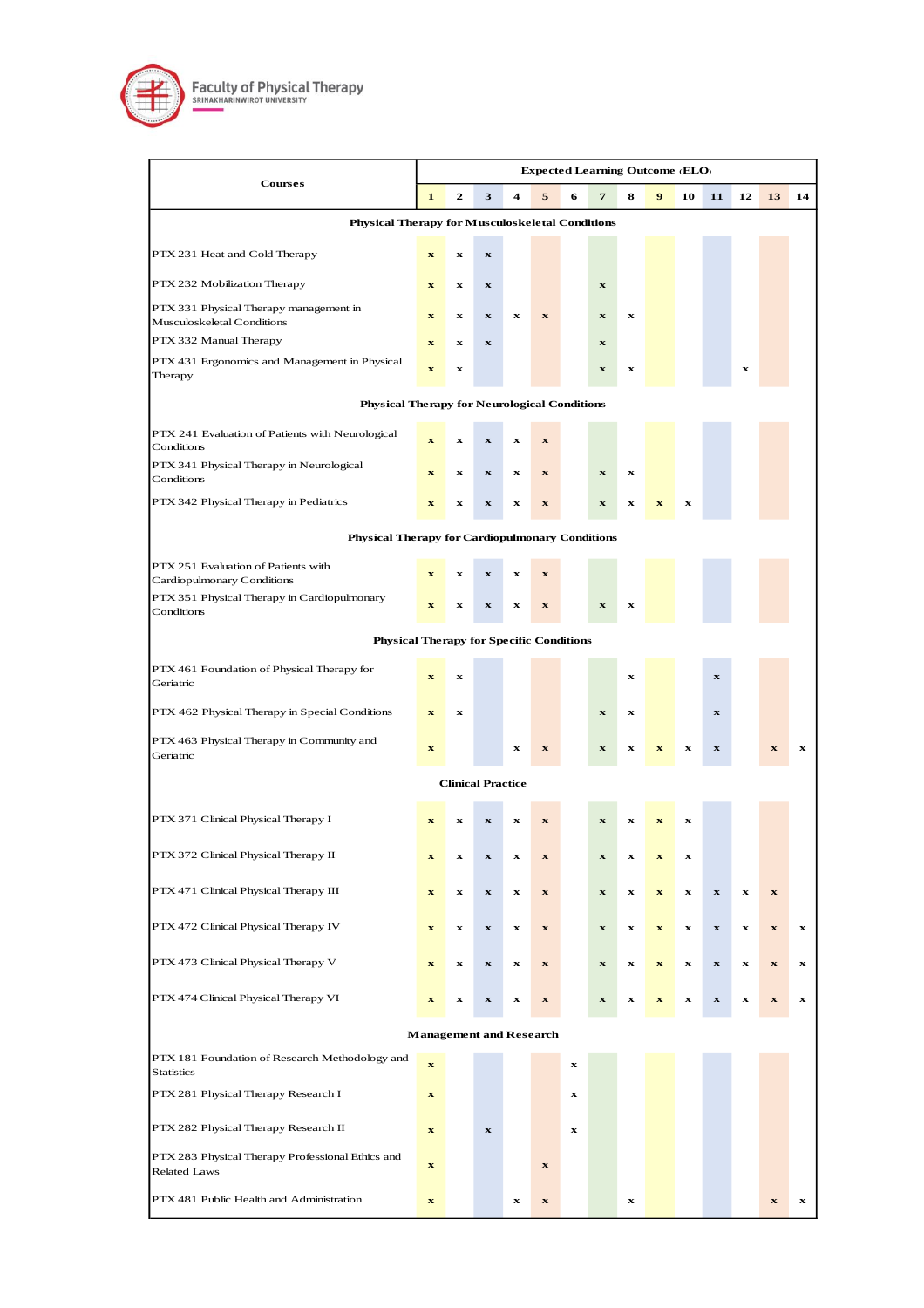| Courses | Expected Learning Outcome (ELO) | | | | | | | | | | | | | |
|---|---|---|---|---|---|---|---|---|---|---|---|---|---|---|
| | 1 | 2 | 3 | 4 | 5 | 6 | 7 | 8 | 9 | 10 | 11 | 12 | 13 | 14 |
| **Physical Therapy for Musculoskeletal Conditions** | | | | | | | | | | | | | | |
| PTX 231 Heat and Cold Therapy | x | x | x | | | | | | | | | | | |
| PTX 232 Mobilization Therapy | x | x | x | | | | x | | | | | | | |
| PTX 331 Physical Therapy management in Musculoskeletal Conditions | x | x | x | x | x | | x | x | | | | | | |
| PTX 332 Manual Therapy | x | x | x | | | | x | | | | | | | |
| PTX 431 Ergonomics and Management in Physical Therapy | x | x | | | | | x | x | | | | x | | |
| **Physical Therapy for Neurological Conditions** | | | | | | | | | | | | | | |
| PTX 241 Evaluation of Patients with Neurological Conditions | x | x | x | x | x | | | | | | | | | |
| PTX 341 Physical Therapy in Neurological Conditions | x | x | x | x | x | | x | x | | | | | | |
| PTX 342 Physical Therapy in Pediatrics | x | x | x | x | x | | x | x | x | x | | | | |
| **Physical Therapy for Cardiopulmonary Conditions** | | | | | | | | | | | | | | |
| PTX 251 Evaluation of Patients with Cardiopulmonary Conditions | x | x | x | x | x | | | | | | | | | |
| PTX 351 Physical Therapy in Cardiopulmonary Conditions | x | x | x | x | x | | x | x | | | | | | |
| **Physical Therapy for Specific Conditions** | | | | | | | | | | | | | | |
| PTX 461 Foundation of Physical Therapy for Geriatric | x | x | | | | | | x | | | x | | | |
| PTX 462 Physical Therapy in Special Conditions | x | x | | | | | x | x | | | x | | | |
| PTX 463 Physical Therapy in Community and Geriatric | x | | | x | x | | x | x | x | x | x | | x | x |
| **Clinical Practice** | | | | | | | | | | | | | | |
| PTX 371 Clinical Physical Therapy I | x | x | x | x | x | | x | x | x | x | | | | |
| PTX 372 Clinical Physical Therapy II | x | x | x | x | x | | x | x | x | x | | | | |
| PTX 471 Clinical Physical Therapy III | x | x | x | x | x | | x | x | x | x | x | x | x | |
| PTX 472 Clinical Physical Therapy IV | x | x | x | x | x | | x | x | x | x | x | x | x | x |
| PTX 473 Clinical Physical Therapy V | x | x | x | x | x | | x | x | x | x | x | x | x | x |
| PTX 474 Clinical Physical Therapy VI | x | x | x | x | x | | x | x | x | x | x | x | x | x |
| **Management and Research** | | | | | | | | | | | | | | |
| PTX 181 Foundation of Research Methodology and Statistics | x | | | | | x | | | | | | | | |
| PTX 281 Physical Therapy Research I | x | | | | | x | | | | | | | | |
| PTX 282 Physical Therapy Research II | x | | x | | | x | | | | | | | | |
| PTX 283 Physical Therapy Professional Ethics and Related Laws | x | | | | x | | | | | | | | | |
| PTX 481 Public Health and Administration | x | | | x | x | | | x | | | | | x | x |